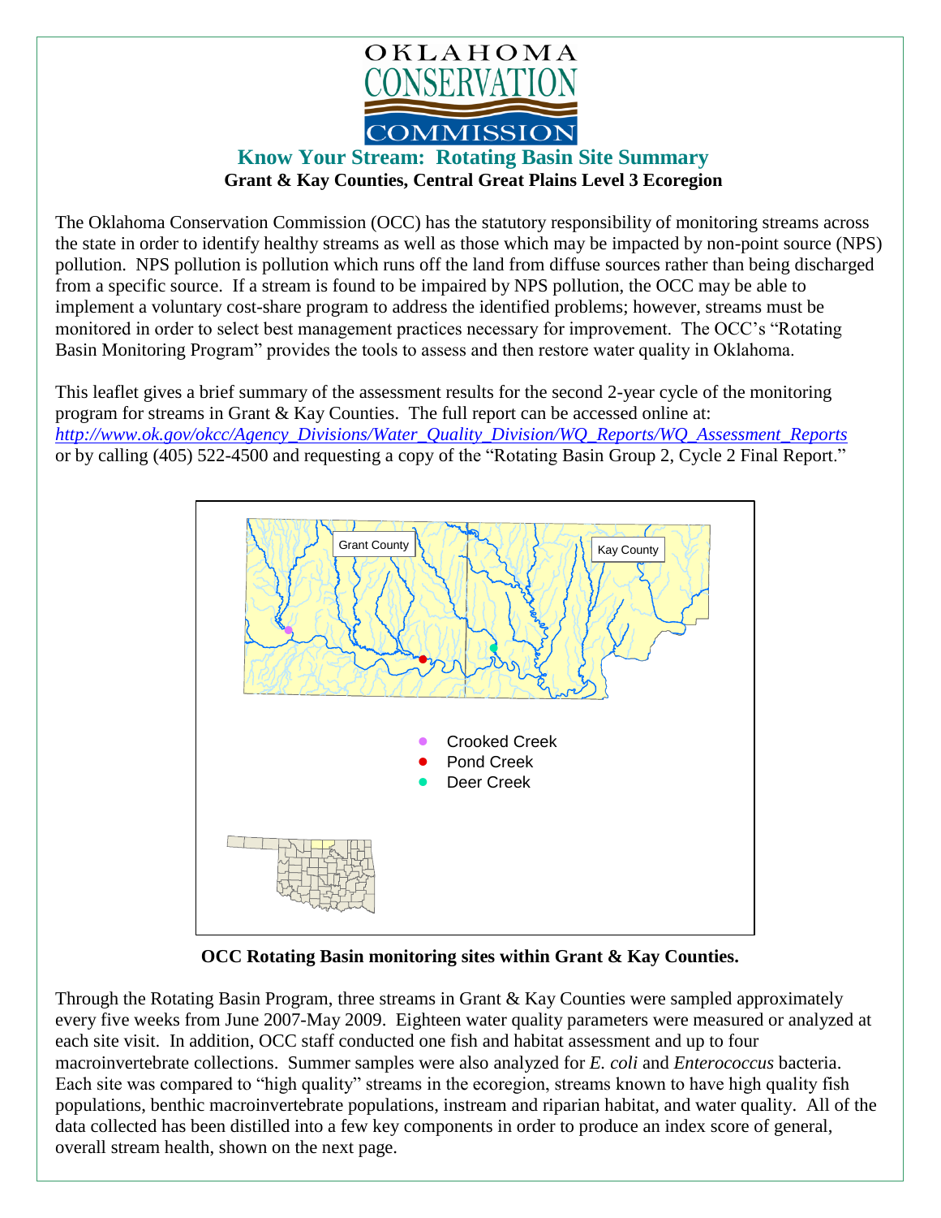# OKLAHOMA CONSERVATION COMMISSION

## Know Your Stream: Rotating Basin Site Summary

**Grant & Kay Counties, Central Great Plains Level 3 Ecoregion**

The Oklahoma Conservation Commission (OCC) has the statutory responsibility of monitoring streams across the state in order to identify healthy streams as well as those which may be impacted by non-point source (NPS) pollution. NPS pollution is pollution which runs off the land from diffuse sources rather than being discharged from a specific source. If a stream is found to be impaired by NPS pollution, the OCC may be able to implement a voluntary cost-share program to address the identified problems; however, streams must be monitored in order to select best management practices necessary for improvement. The OCC's "Rotating Basin Monitoring Program" provides the tools to assess and then restore water quality in Oklahoma.

This leaflet gives a brief summary of the assessment results for the second 2-year cycle of the monitoring program for streams in Grant & Kay Counties. The full report can be accessed online at: *http://www.ok.gov/okcc/Agency_Divisions/Water_Quality_Division/WQ_Reports/WQ_Assessment_Reports* or by calling (405) 522-4500 and requesting a copy of the "Rotating Basin Group 2, Cycle 2 Final Report."

Grant County

Kay County

- Crooked Creek
- Pond Creek
- Deer Creek

**OCC Rotating Basin monitoring sites within Grant & Kay Counties.**

Through the Rotating Basin Program, three streams in Grant & Kay Counties were sampled approximately every five weeks from June 2007-May 2009. Eighteen water quality parameters were measured or analyzed at each site visit. In addition, OCC staff conducted one fish and habitat assessment and up to four macroinvertebrate collections. Summer samples were also analyzed for *E. coli* and *Enterococcus* bacteria. Each site was compared to "high quality" streams in the ecoregion, streams known to have high quality fish populations, benthic macroinvertebrate populations, instream and riparian habitat, and water quality. All of the data collected has been distilled into a few key components in order to produce an index score of general, overall stream health, shown on the next page.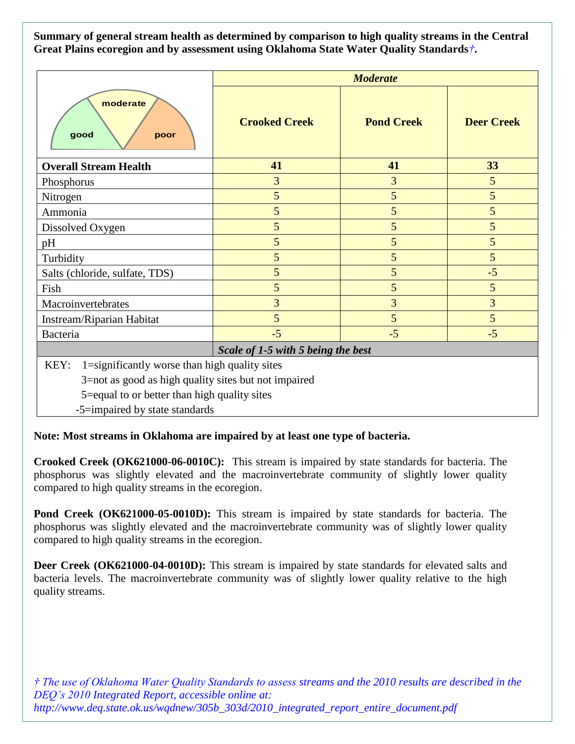**Summary of general stream health as determined by comparison to high quality streams in the Central Great Plains ecoregion and by assessment using Oklahoma State Water Quality Standards†.**

| | *Moderate* | | |
|---|---|---|---|
| good / moderate / poor | **Crooked Creek** | **Pond Creek** | **Deer Creek** |
| **Overall Stream Health** | **41** | **41** | **33** |
| Phosphorus | 3 | 3 | 5 |
| Nitrogen | 5 | 5 | 5 |
| Ammonia | 5 | 5 | 5 |
| Dissolved Oxygen | 5 | 5 | 5 |
| pH | 5 | 5 | 5 |
| Turbidity | 5 | 5 | 5 |
| Salts (chloride, sulfate, TDS) | 5 | 5 | -5 |
| Fish | 5 | 5 | 5 |
| Macroinvertebrates | 3 | 3 | 3 |
| Instream/Riparian Habitat | 5 | 5 | 5 |
| Bacteria | -5 | -5 | -5 |
| | ***Scale of 1-5 with 5 being the best*** | | |

KEY: 1=significantly worse than high quality sites
3=not as good as high quality sites but not impaired
5=equal to or better than high quality sites
-5=impaired by state standards

**Note: Most streams in Oklahoma are impaired by at least one type of bacteria.**

**Crooked Creek (OK621000-06-0010C):** This stream is impaired by state standards for bacteria. The phosphorus was slightly elevated and the macroinvertebrate community of slightly lower quality compared to high quality streams in the ecoregion.

**Pond Creek (OK621000-05-0010D):** This stream is impaired by state standards for bacteria. The phosphorus was slightly elevated and the macroinvertebrate community was of slightly lower quality compared to high quality streams in the ecoregion.

**Deer Creek (OK621000-04-0010D):** This stream is impaired by state standards for elevated salts and bacteria levels. The macroinvertebrate community was of slightly lower quality relative to the high quality streams.

*† The use of Oklahoma Water Quality Standards to assess streams and the 2010 results are described in the DEQ's 2010 Integrated Report, accessible online at: http://www.deq.state.ok.us/wqdnew/305b_303d/2010_integrated_report_entire_document.pdf*